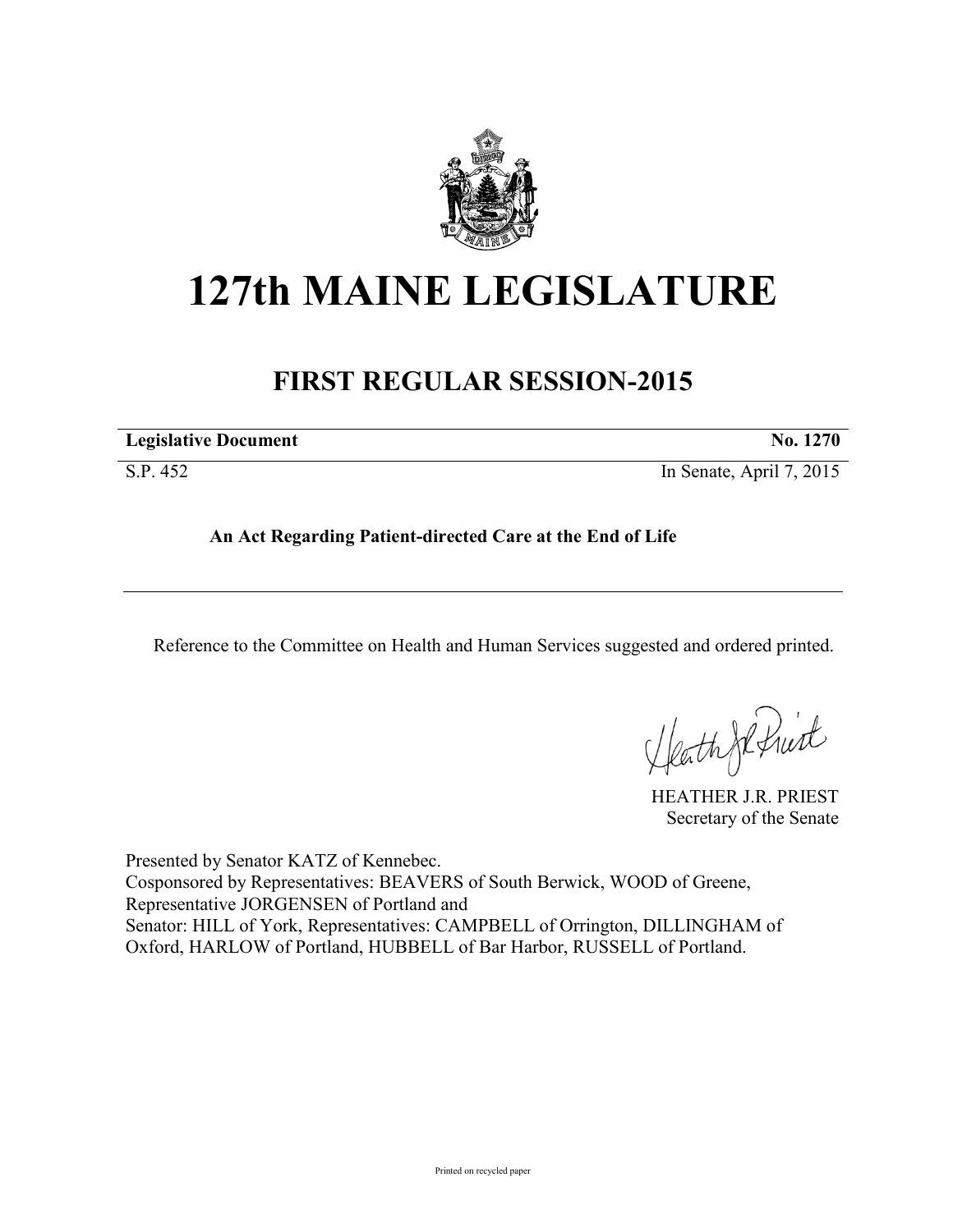# 127th MAINE LEGISLATURE

## FIRST REGULAR SESSION-2015

| **Legislative Document** | **No. 1270** |
|---|---|
| S.P. 452 | In Senate, April 7, 2015 |

**An Act Regarding Patient-directed Care at the End of Life**

Reference to the Committee on Health and Human Services suggested and ordered printed.

HEATHER J.R. PRIEST
Secretary of the Senate

Presented by Senator KATZ of Kennebec.
Cosponsored by Representatives: BEAVERS of South Berwick, WOOD of Greene, Representative JORGENSEN of Portland and
Senator: HILL of York, Representatives: CAMPBELL of Orrington, DILLINGHAM of Oxford, HARLOW of Portland, HUBBELL of Bar Harbor, RUSSELL of Portland.

Printed on recycled paper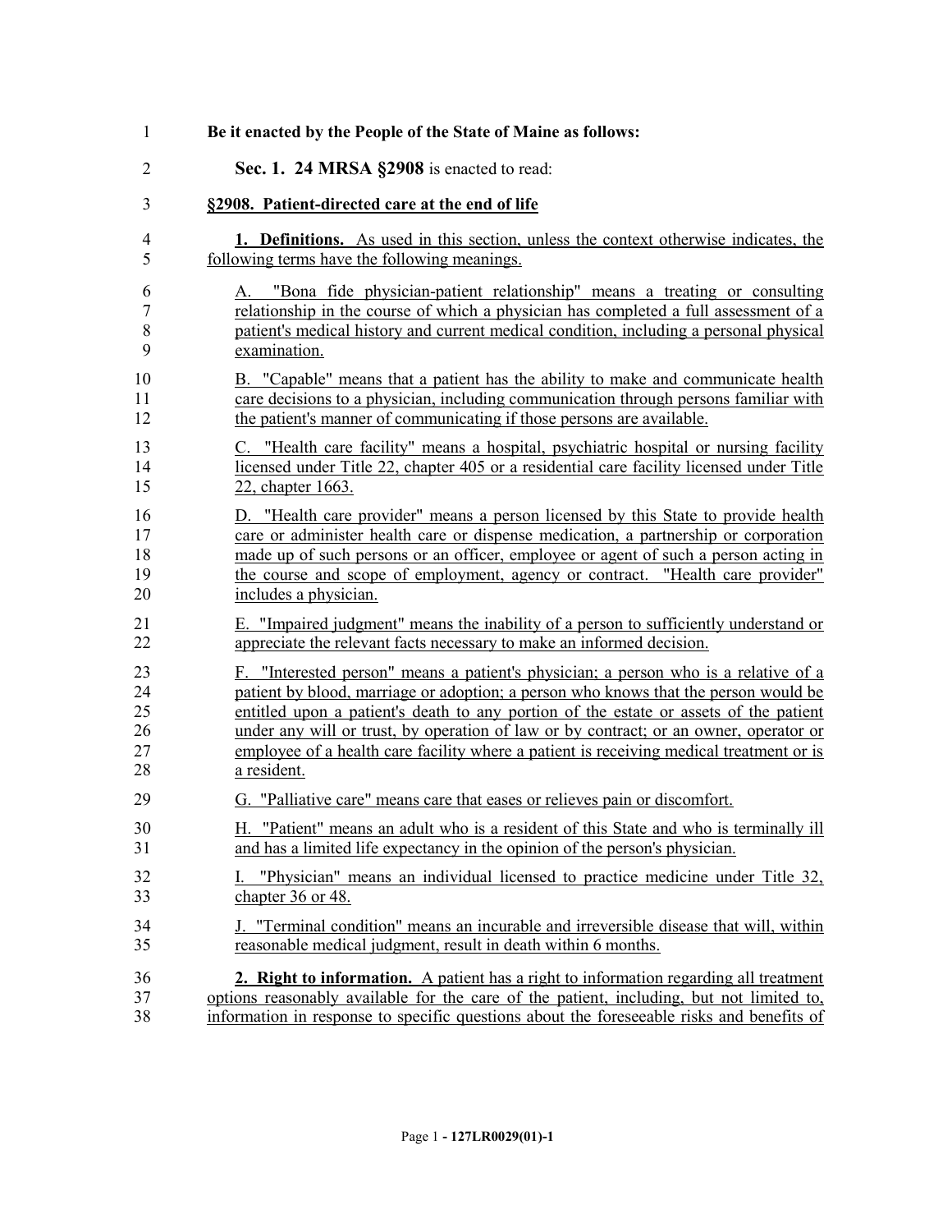**Be it enacted by the People of the State of Maine as follows:**

**Sec. 1. 24 MRSA §2908** is enacted to read:

**§2908. Patient-directed care at the end of life**

**1. Definitions.** As used in this section, unless the context otherwise indicates, the following terms have the following meanings.

A. "Bona fide physician-patient relationship" means a treating or consulting relationship in the course of which a physician has completed a full assessment of a patient's medical history and current medical condition, including a personal physical examination.

B. "Capable" means that a patient has the ability to make and communicate health care decisions to a physician, including communication through persons familiar with the patient's manner of communicating if those persons are available.

C. "Health care facility" means a hospital, psychiatric hospital or nursing facility licensed under Title 22, chapter 405 or a residential care facility licensed under Title 22, chapter 1663.

D. "Health care provider" means a person licensed by this State to provide health care or administer health care or dispense medication, a partnership or corporation made up of such persons or an officer, employee or agent of such a person acting in the course and scope of employment, agency or contract. "Health care provider" includes a physician.

E. "Impaired judgment" means the inability of a person to sufficiently understand or appreciate the relevant facts necessary to make an informed decision.

F. "Interested person" means a patient's physician; a person who is a relative of a patient by blood, marriage or adoption; a person who knows that the person would be entitled upon a patient's death to any portion of the estate or assets of the patient under any will or trust, by operation of law or by contract; or an owner, operator or employee of a health care facility where a patient is receiving medical treatment or is a resident.

G. "Palliative care" means care that eases or relieves pain or discomfort.

H. "Patient" means an adult who is a resident of this State and who is terminally ill and has a limited life expectancy in the opinion of the person's physician.

I. "Physician" means an individual licensed to practice medicine under Title 32, chapter 36 or 48.

J. "Terminal condition" means an incurable and irreversible disease that will, within reasonable medical judgment, result in death within 6 months.

**2. Right to information.** A patient has a right to information regarding all treatment options reasonably available for the care of the patient, including, but not limited to, information in response to specific questions about the foreseeable risks and benefits of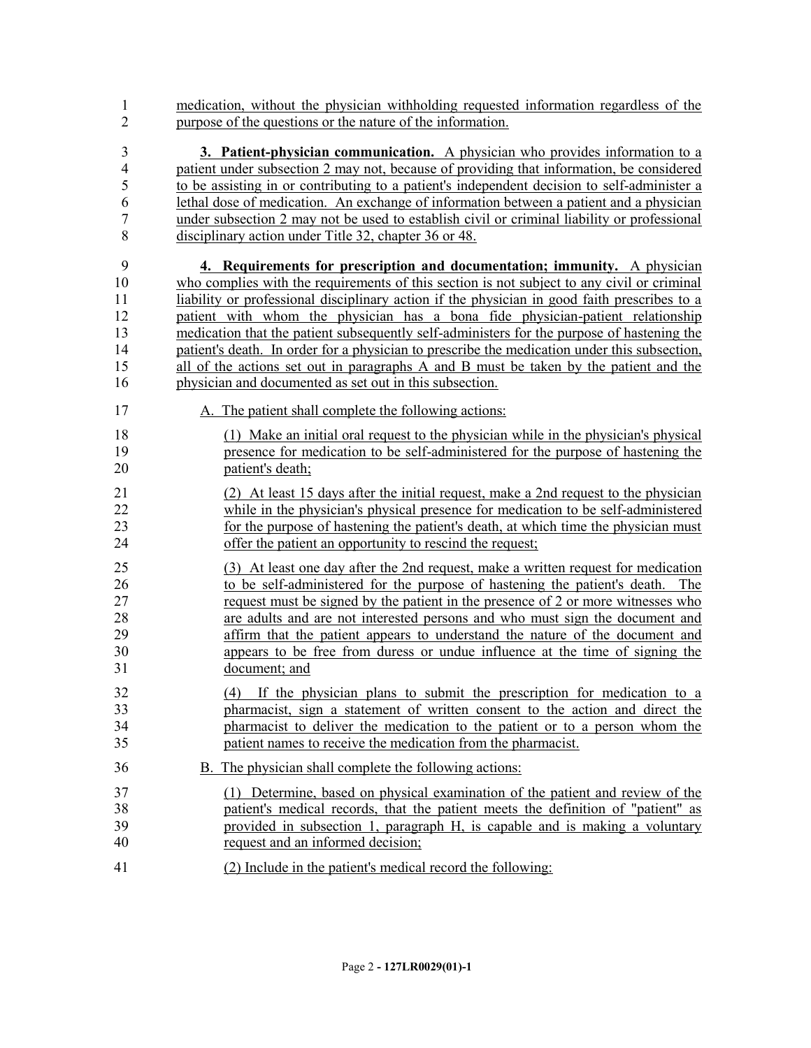medication, without the physician withholding requested information regardless of the purpose of the questions or the nature of the information.

**3. Patient-physician communication.** A physician who provides information to a patient under subsection 2 may not, because of providing that information, be considered to be assisting in or contributing to a patient's independent decision to self-administer a lethal dose of medication. An exchange of information between a patient and a physician under subsection 2 may not be used to establish civil or criminal liability or professional disciplinary action under Title 32, chapter 36 or 48.

**4. Requirements for prescription and documentation; immunity.** A physician who complies with the requirements of this section is not subject to any civil or criminal liability or professional disciplinary action if the physician in good faith prescribes to a patient with whom the physician has a bona fide physician-patient relationship medication that the patient subsequently self-administers for the purpose of hastening the patient's death. In order for a physician to prescribe the medication under this subsection, all of the actions set out in paragraphs A and B must be taken by the patient and the physician and documented as set out in this subsection.

A. The patient shall complete the following actions:

(1) Make an initial oral request to the physician while in the physician's physical presence for medication to be self-administered for the purpose of hastening the patient's death;

(2) At least 15 days after the initial request, make a 2nd request to the physician while in the physician's physical presence for medication to be self-administered for the purpose of hastening the patient's death, at which time the physician must offer the patient an opportunity to rescind the request;

(3) At least one day after the 2nd request, make a written request for medication to be self-administered for the purpose of hastening the patient's death. The request must be signed by the patient in the presence of 2 or more witnesses who are adults and are not interested persons and who must sign the document and affirm that the patient appears to understand the nature of the document and appears to be free from duress or undue influence at the time of signing the document; and

(4) If the physician plans to submit the prescription for medication to a pharmacist, sign a statement of written consent to the action and direct the pharmacist to deliver the medication to the patient or to a person whom the patient names to receive the medication from the pharmacist.

B. The physician shall complete the following actions:

(1) Determine, based on physical examination of the patient and review of the patient's medical records, that the patient meets the definition of "patient" as provided in subsection 1, paragraph H, is capable and is making a voluntary request and an informed decision;

(2) Include in the patient's medical record the following: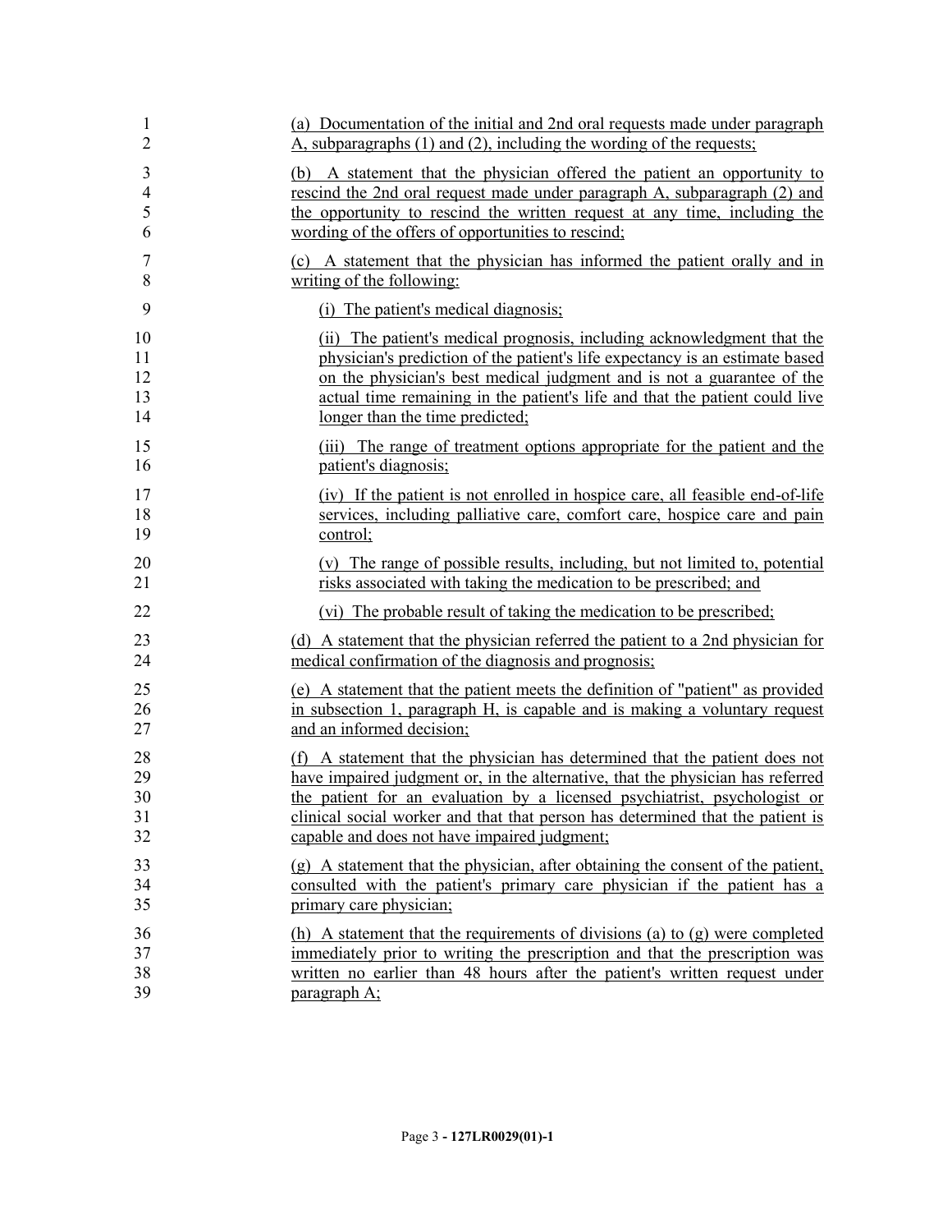(a) Documentation of the initial and 2nd oral requests made under paragraph A, subparagraphs (1) and (2), including the wording of the requests;

(b) A statement that the physician offered the patient an opportunity to rescind the 2nd oral request made under paragraph A, subparagraph (2) and the opportunity to rescind the written request at any time, including the wording of the offers of opportunities to rescind;

(c) A statement that the physician has informed the patient orally and in writing of the following:

(i) The patient's medical diagnosis;

(ii) The patient's medical prognosis, including acknowledgment that the physician's prediction of the patient's life expectancy is an estimate based on the physician's best medical judgment and is not a guarantee of the actual time remaining in the patient's life and that the patient could live longer than the time predicted;

(iii) The range of treatment options appropriate for the patient and the patient's diagnosis;

(iv) If the patient is not enrolled in hospice care, all feasible end-of-life services, including palliative care, comfort care, hospice care and pain control;

(v) The range of possible results, including, but not limited to, potential risks associated with taking the medication to be prescribed; and

(vi) The probable result of taking the medication to be prescribed;

(d) A statement that the physician referred the patient to a 2nd physician for medical confirmation of the diagnosis and prognosis;

(e) A statement that the patient meets the definition of "patient" as provided in subsection 1, paragraph H, is capable and is making a voluntary request and an informed decision;

(f) A statement that the physician has determined that the patient does not have impaired judgment or, in the alternative, that the physician has referred the patient for an evaluation by a licensed psychiatrist, psychologist or clinical social worker and that that person has determined that the patient is capable and does not have impaired judgment;

(g) A statement that the physician, after obtaining the consent of the patient, consulted with the patient's primary care physician if the patient has a primary care physician;

(h) A statement that the requirements of divisions (a) to (g) were completed immediately prior to writing the prescription and that the prescription was written no earlier than 48 hours after the patient's written request under paragraph A;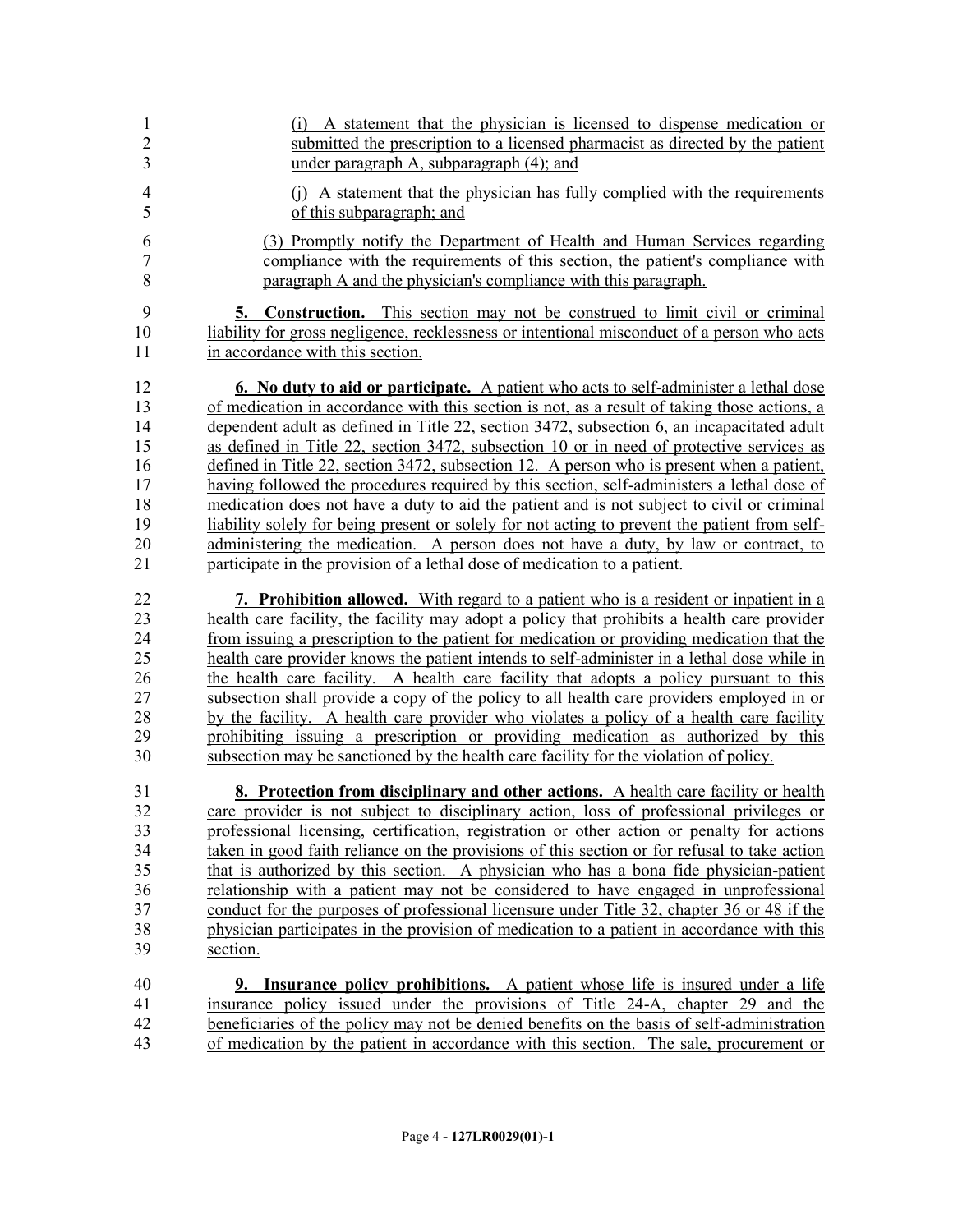(i) A statement that the physician is licensed to dispense medication or submitted the prescription to a licensed pharmacist as directed by the patient under paragraph A, subparagraph (4); and

(j) A statement that the physician has fully complied with the requirements of this subparagraph; and

(3) Promptly notify the Department of Health and Human Services regarding compliance with the requirements of this section, the patient's compliance with paragraph A and the physician's compliance with this paragraph.

**5. Construction.** This section may not be construed to limit civil or criminal liability for gross negligence, recklessness or intentional misconduct of a person who acts in accordance with this section.

**6. No duty to aid or participate.** A patient who acts to self-administer a lethal dose of medication in accordance with this section is not, as a result of taking those actions, a dependent adult as defined in Title 22, section 3472, subsection 6, an incapacitated adult as defined in Title 22, section 3472, subsection 10 or in need of protective services as defined in Title 22, section 3472, subsection 12. A person who is present when a patient, having followed the procedures required by this section, self-administers a lethal dose of medication does not have a duty to aid the patient and is not subject to civil or criminal liability solely for being present or solely for not acting to prevent the patient from self-administering the medication. A person does not have a duty, by law or contract, to participate in the provision of a lethal dose of medication to a patient.

**7. Prohibition allowed.** With regard to a patient who is a resident or inpatient in a health care facility, the facility may adopt a policy that prohibits a health care provider from issuing a prescription to the patient for medication or providing medication that the health care provider knows the patient intends to self-administer in a lethal dose while in the health care facility. A health care facility that adopts a policy pursuant to this subsection shall provide a copy of the policy to all health care providers employed in or by the facility. A health care provider who violates a policy of a health care facility prohibiting issuing a prescription or providing medication as authorized by this subsection may be sanctioned by the health care facility for the violation of policy.

**8. Protection from disciplinary and other actions.** A health care facility or health care provider is not subject to disciplinary action, loss of professional privileges or professional licensing, certification, registration or other action or penalty for actions taken in good faith reliance on the provisions of this section or for refusal to take action that is authorized by this section. A physician who has a bona fide physician-patient relationship with a patient may not be considered to have engaged in unprofessional conduct for the purposes of professional licensure under Title 32, chapter 36 or 48 if the physician participates in the provision of medication to a patient in accordance with this section.

**9. Insurance policy prohibitions.** A patient whose life is insured under a life insurance policy issued under the provisions of Title 24-A, chapter 29 and the beneficiaries of the policy may not be denied benefits on the basis of self-administration of medication by the patient in accordance with this section. The sale, procurement or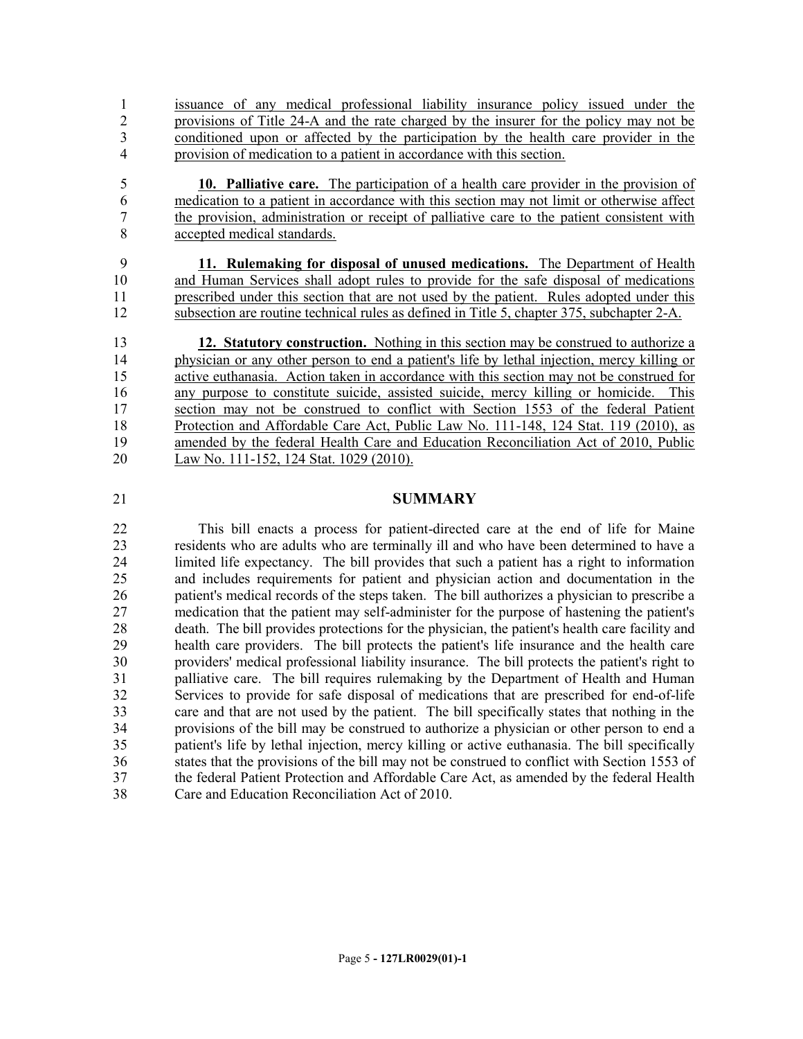issuance of any medical professional liability insurance policy issued under the provisions of Title 24-A and the rate charged by the insurer for the policy may not be conditioned upon or affected by the participation by the health care provider in the provision of medication to a patient in accordance with this section.

**10. Palliative care.** The participation of a health care provider in the provision of medication to a patient in accordance with this section may not limit or otherwise affect the provision, administration or receipt of palliative care to the patient consistent with accepted medical standards.

**11. Rulemaking for disposal of unused medications.** The Department of Health and Human Services shall adopt rules to provide for the safe disposal of medications prescribed under this section that are not used by the patient. Rules adopted under this subsection are routine technical rules as defined in Title 5, chapter 375, subchapter 2-A.

**12. Statutory construction.** Nothing in this section may be construed to authorize a physician or any other person to end a patient's life by lethal injection, mercy killing or active euthanasia. Action taken in accordance with this section may not be construed for any purpose to constitute suicide, assisted suicide, mercy killing or homicide. This section may not be construed to conflict with Section 1553 of the federal Patient Protection and Affordable Care Act, Public Law No. 111-148, 124 Stat. 119 (2010), as amended by the federal Health Care and Education Reconciliation Act of 2010, Public Law No. 111-152, 124 Stat. 1029 (2010).

## SUMMARY

This bill enacts a process for patient-directed care at the end of life for Maine residents who are adults who are terminally ill and who have been determined to have a limited life expectancy. The bill provides that such a patient has a right to information and includes requirements for patient and physician action and documentation in the patient's medical records of the steps taken. The bill authorizes a physician to prescribe a medication that the patient may self-administer for the purpose of hastening the patient's death. The bill provides protections for the physician, the patient's health care facility and health care providers. The bill protects the patient's life insurance and the health care providers' medical professional liability insurance. The bill protects the patient's right to palliative care. The bill requires rulemaking by the Department of Health and Human Services to provide for safe disposal of medications that are prescribed for end-of-life care and that are not used by the patient. The bill specifically states that nothing in the provisions of the bill may be construed to authorize a physician or other person to end a patient's life by lethal injection, mercy killing or active euthanasia. The bill specifically states that the provisions of the bill may not be construed to conflict with Section 1553 of the federal Patient Protection and Affordable Care Act, as amended by the federal Health Care and Education Reconciliation Act of 2010.